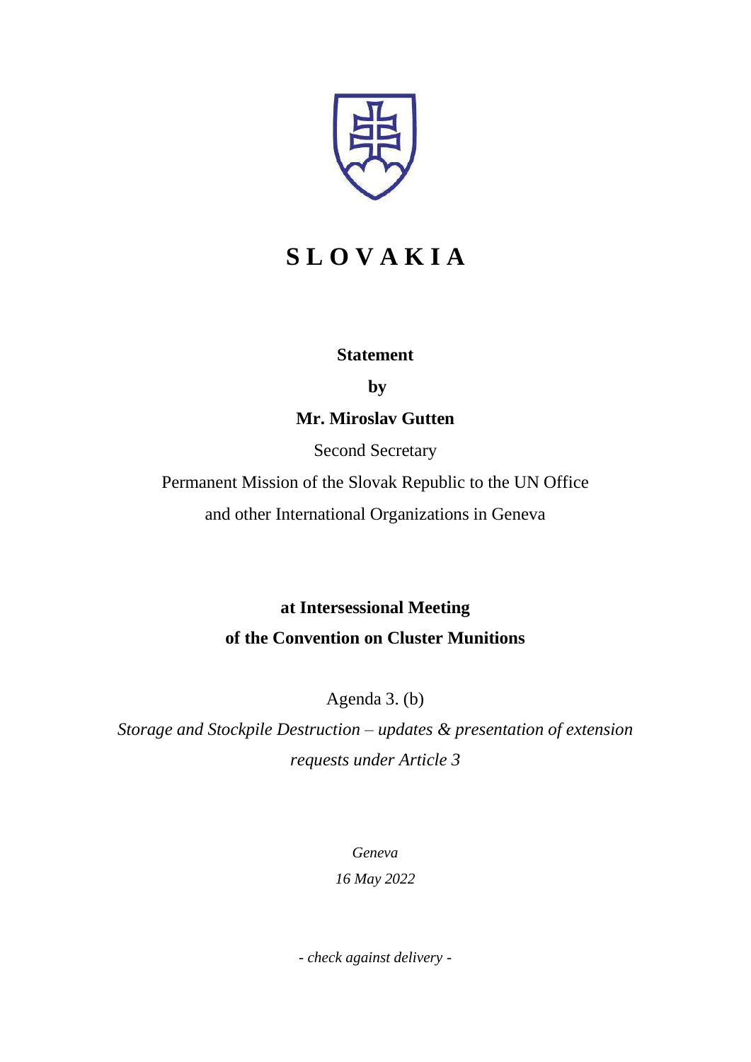# S L O V A K I A

**Statement**

**by**

**Mr. Miroslav Gutten**

Second Secretary

Permanent Mission of the Slovak Republic to the UN Office

and other International Organizations in Geneva

**at Intersessional Meeting**

**of the Convention on Cluster Munitions**

Agenda 3. (b)

*Storage and Stockpile Destruction – updates & presentation of extension requests under Article 3*

*Geneva*

*16 May 2022*

*- check against delivery -*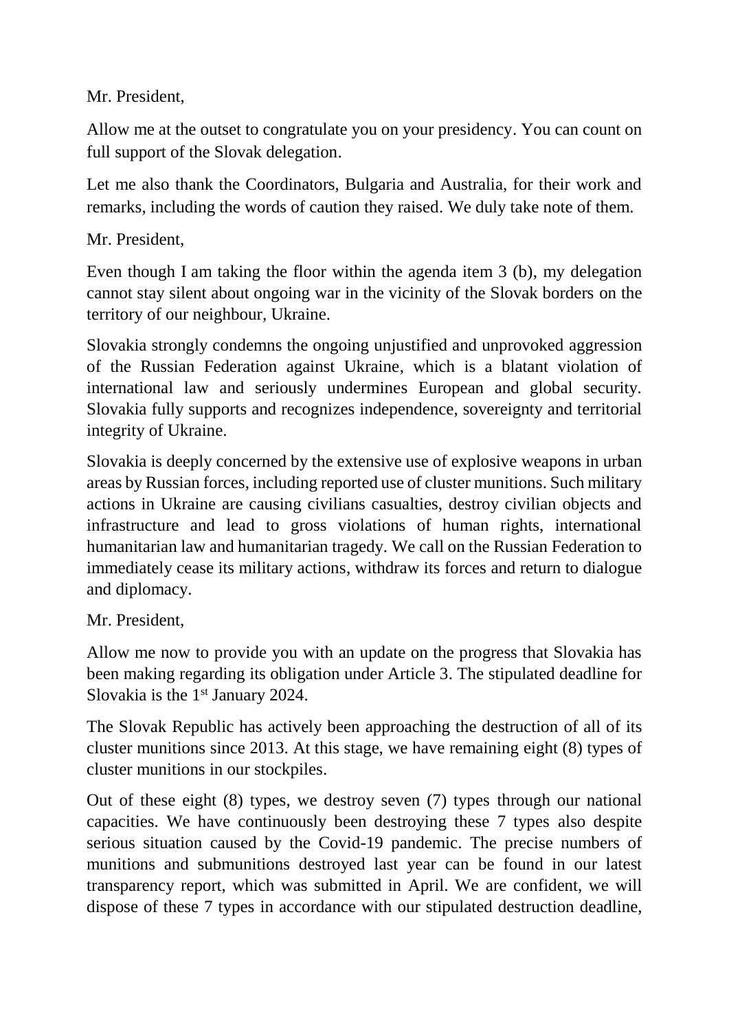Mr. President,

Allow me at the outset to congratulate you on your presidency. You can count on full support of the Slovak delegation.

Let me also thank the Coordinators, Bulgaria and Australia, for their work and remarks, including the words of caution they raised. We duly take note of them.

Mr. President,

Even though I am taking the floor within the agenda item 3 (b), my delegation cannot stay silent about ongoing war in the vicinity of the Slovak borders on the territory of our neighbour, Ukraine.

Slovakia strongly condemns the ongoing unjustified and unprovoked aggression of the Russian Federation against Ukraine, which is a blatant violation of international law and seriously undermines European and global security. Slovakia fully supports and recognizes independence, sovereignty and territorial integrity of Ukraine.

Slovakia is deeply concerned by the extensive use of explosive weapons in urban areas by Russian forces, including reported use of cluster munitions. Such military actions in Ukraine are causing civilians casualties, destroy civilian objects and infrastructure and lead to gross violations of human rights, international humanitarian law and humanitarian tragedy. We call on the Russian Federation to immediately cease its military actions, withdraw its forces and return to dialogue and diplomacy.

Mr. President,

Allow me now to provide you with an update on the progress that Slovakia has been making regarding its obligation under Article 3. The stipulated deadline for Slovakia is the 1st January 2024.

The Slovak Republic has actively been approaching the destruction of all of its cluster munitions since 2013. At this stage, we have remaining eight (8) types of cluster munitions in our stockpiles.

Out of these eight (8) types, we destroy seven (7) types through our national capacities. We have continuously been destroying these 7 types also despite serious situation caused by the Covid-19 pandemic. The precise numbers of munitions and submunitions destroyed last year can be found in our latest transparency report, which was submitted in April. We are confident, we will dispose of these 7 types in accordance with our stipulated destruction deadline,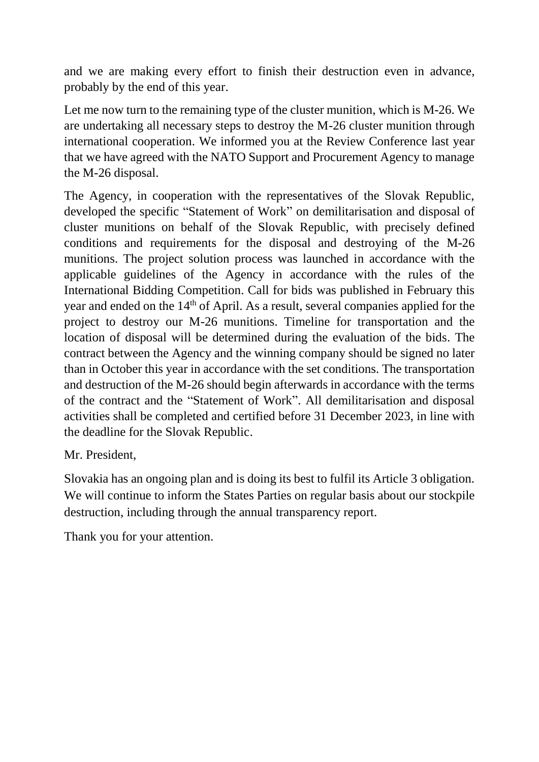and we are making every effort to finish their destruction even in advance, probably by the end of this year.

Let me now turn to the remaining type of the cluster munition, which is M-26. We are undertaking all necessary steps to destroy the M-26 cluster munition through international cooperation. We informed you at the Review Conference last year that we have agreed with the NATO Support and Procurement Agency to manage the M-26 disposal.

The Agency, in cooperation with the representatives of the Slovak Republic, developed the specific "Statement of Work" on demilitarisation and disposal of cluster munitions on behalf of the Slovak Republic, with precisely defined conditions and requirements for the disposal and destroying of the M-26 munitions. The project solution process was launched in accordance with the applicable guidelines of the Agency in accordance with the rules of the International Bidding Competition. Call for bids was published in February this year and ended on the 14th of April. As a result, several companies applied for the project to destroy our M-26 munitions. Timeline for transportation and the location of disposal will be determined during the evaluation of the bids. The contract between the Agency and the winning company should be signed no later than in October this year in accordance with the set conditions. The transportation and destruction of the M-26 should begin afterwards in accordance with the terms of the contract and the "Statement of Work". All demilitarisation and disposal activities shall be completed and certified before 31 December 2023, in line with the deadline for the Slovak Republic.

Mr. President,

Slovakia has an ongoing plan and is doing its best to fulfil its Article 3 obligation. We will continue to inform the States Parties on regular basis about our stockpile destruction, including through the annual transparency report.

Thank you for your attention.